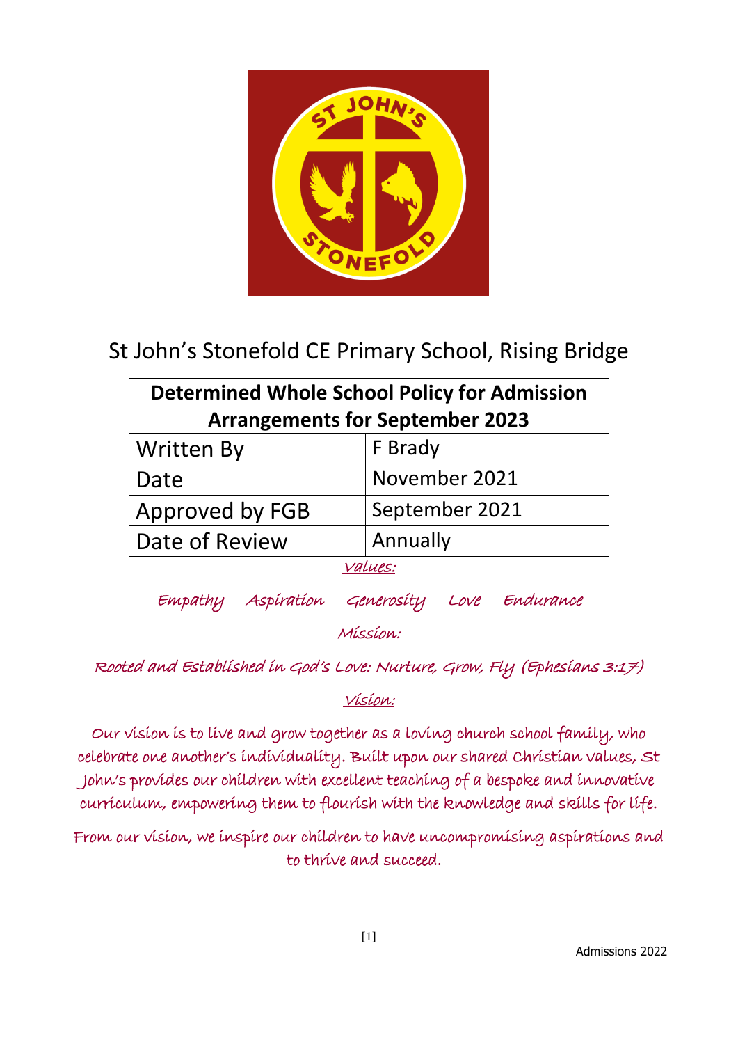# St John's Stonefold CE Primary School, Rising Bridge

| Determined Whole School Policy for Admission Arrangements for September 2023 | |
|---|---|
| Written By | F Brady |
| Date | November 2021 |
| Approved by FGB | September 2021 |
| Date of Review | Annually |

*Values:*

*Empathy Aspiration Generosity Love Endurance*

*Mission:*

*Rooted and Established in God's Love: Nurture, Grow, Fly (Ephesians 3:17)*

*Vision:*

*Our vision is to live and grow together as a loving church school family, who celebrate one another's individuality. Built upon our shared Christian values, St John's provides our children with excellent teaching of a bespoke and innovative curriculum, empowering them to flourish with the knowledge and skills for life.*

*From our vision, we inspire our children to have uncompromising aspirations and to thrive and succeed.*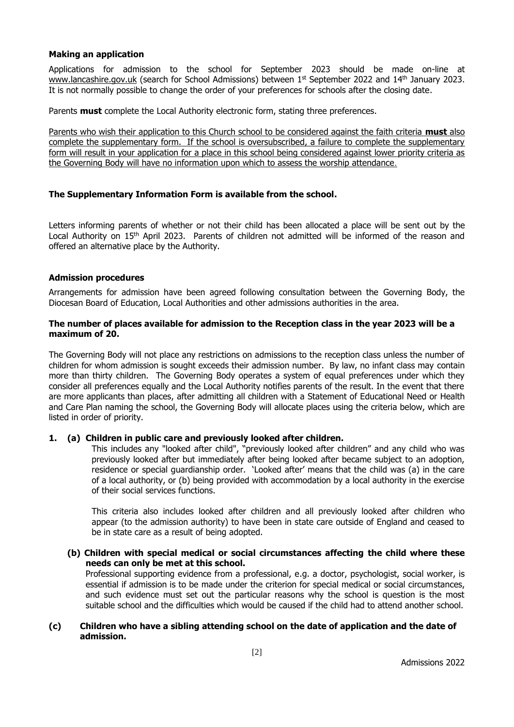### Making an application

Applications for admission to the school for September 2023 should be made on-line at www.lancashire.gov.uk (search for School Admissions) between 1st September 2022 and 14th January 2023. It is not normally possible to change the order of your preferences for schools after the closing date.

Parents **must** complete the Local Authority electronic form, stating three preferences.

Parents who wish their application to this Church school to be considered against the faith criteria **must** also complete the supplementary form. If the school is oversubscribed, a failure to complete the supplementary form will result in your application for a place in this school being considered against lower priority criteria as the Governing Body will have no information upon which to assess the worship attendance.

**The Supplementary Information Form is available from the school.**

Letters informing parents of whether or not their child has been allocated a place will be sent out by the Local Authority on 15th April 2023. Parents of children not admitted will be informed of the reason and offered an alternative place by the Authority.

### Admission procedures

Arrangements for admission have been agreed following consultation between the Governing Body, the Diocesan Board of Education, Local Authorities and other admissions authorities in the area.

**The number of places available for admission to the Reception class in the year 2023 will be a maximum of 20.**

The Governing Body will not place any restrictions on admissions to the reception class unless the number of children for whom admission is sought exceeds their admission number. By law, no infant class may contain more than thirty children. The Governing Body operates a system of equal preferences under which they consider all preferences equally and the Local Authority notifies parents of the result. In the event that there are more applicants than places, after admitting all children with a Statement of Educational Need or Health and Care Plan naming the school, the Governing Body will allocate places using the criteria below, which are listed in order of priority.

**1. (a) Children in public care and previously looked after children.**

This includes any "looked after child", "previously looked after children" and any child who was previously looked after but immediately after being looked after became subject to an adoption, residence or special guardianship order. 'Looked after' means that the child was (a) in the care of a local authority, or (b) being provided with accommodation by a local authority in the exercise of their social services functions.

This criteria also includes looked after children and all previously looked after children who appear (to the admission authority) to have been in state care outside of England and ceased to be in state care as a result of being adopted.

**(b) Children with special medical or social circumstances affecting the child where these needs can only be met at this school.**

Professional supporting evidence from a professional, e.g. a doctor, psychologist, social worker, is essential if admission is to be made under the criterion for special medical or social circumstances, and such evidence must set out the particular reasons why the school is question is the most suitable school and the difficulties which would be caused if the child had to attend another school.

**(c) Children who have a sibling attending school on the date of application and the date of admission.**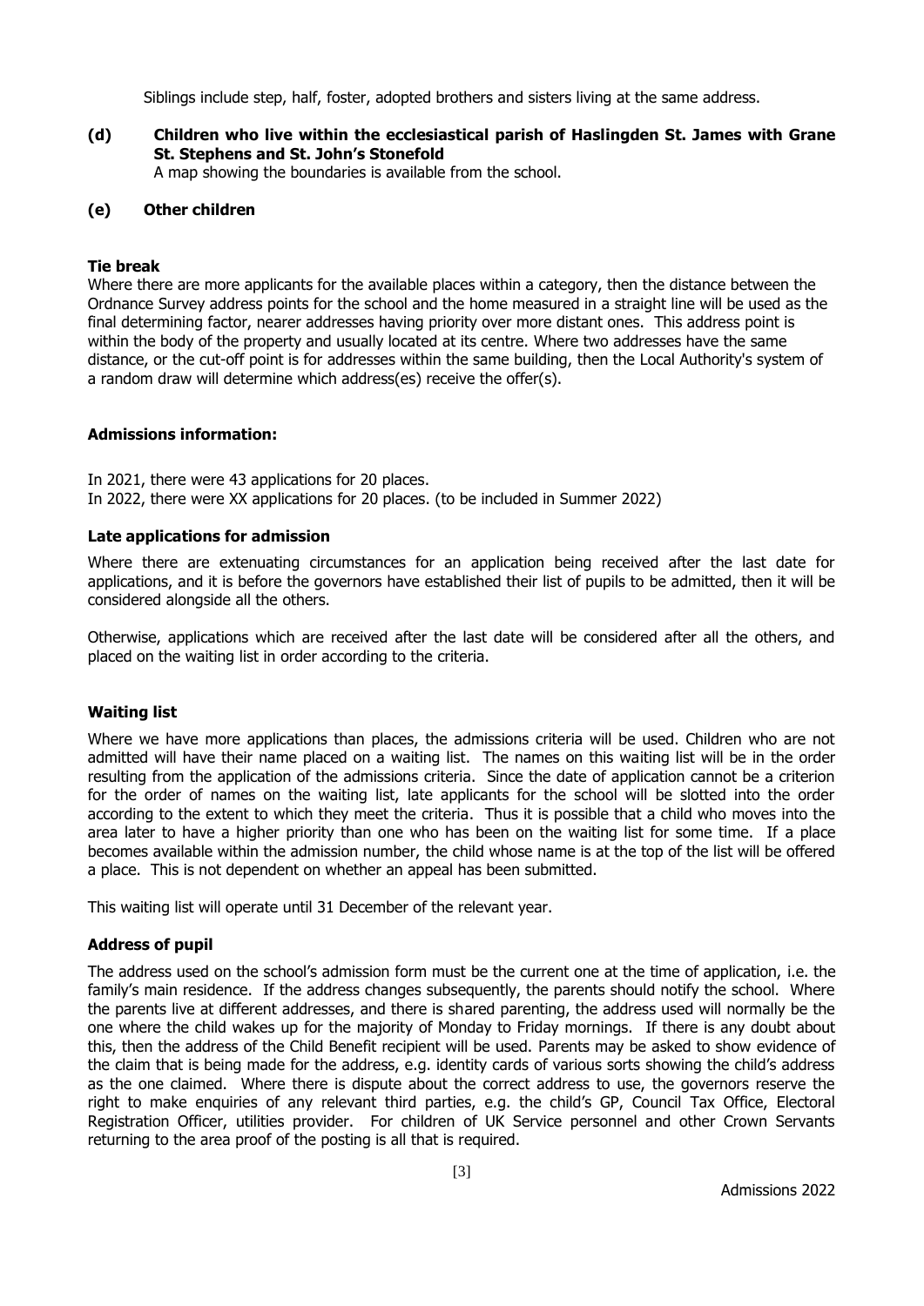Siblings include step, half, foster, adopted brothers and sisters living at the same address.

**(d) Children who live within the ecclesiastical parish of Haslingden St. James with Grane St. Stephens and St. John's Stonefold**

A map showing the boundaries is available from the school.

**(e) Other children**

**Tie break**

Where there are more applicants for the available places within a category, then the distance between the Ordnance Survey address points for the school and the home measured in a straight line will be used as the final determining factor, nearer addresses having priority over more distant ones. This address point is within the body of the property and usually located at its centre. Where two addresses have the same distance, or the cut-off point is for addresses within the same building, then the Local Authority's system of a random draw will determine which address(es) receive the offer(s).

**Admissions information:**

In 2021, there were 43 applications for 20 places.
In 2022, there were XX applications for 20 places. (to be included in Summer 2022)

**Late applications for admission**

Where there are extenuating circumstances for an application being received after the last date for applications, and it is before the governors have established their list of pupils to be admitted, then it will be considered alongside all the others.

Otherwise, applications which are received after the last date will be considered after all the others, and placed on the waiting list in order according to the criteria.

**Waiting list**

Where we have more applications than places, the admissions criteria will be used. Children who are not admitted will have their name placed on a waiting list. The names on this waiting list will be in the order resulting from the application of the admissions criteria. Since the date of application cannot be a criterion for the order of names on the waiting list, late applicants for the school will be slotted into the order according to the extent to which they meet the criteria. Thus it is possible that a child who moves into the area later to have a higher priority than one who has been on the waiting list for some time. If a place becomes available within the admission number, the child whose name is at the top of the list will be offered a place. This is not dependent on whether an appeal has been submitted.

This waiting list will operate until 31 December of the relevant year.

**Address of pupil**

The address used on the school's admission form must be the current one at the time of application, i.e. the family's main residence. If the address changes subsequently, the parents should notify the school. Where the parents live at different addresses, and there is shared parenting, the address used will normally be the one where the child wakes up for the majority of Monday to Friday mornings. If there is any doubt about this, then the address of the Child Benefit recipient will be used. Parents may be asked to show evidence of the claim that is being made for the address, e.g. identity cards of various sorts showing the child's address as the one claimed. Where there is dispute about the correct address to use, the governors reserve the right to make enquiries of any relevant third parties, e.g. the child's GP, Council Tax Office, Electoral Registration Officer, utilities provider. For children of UK Service personnel and other Crown Servants returning to the area proof of the posting is all that is required.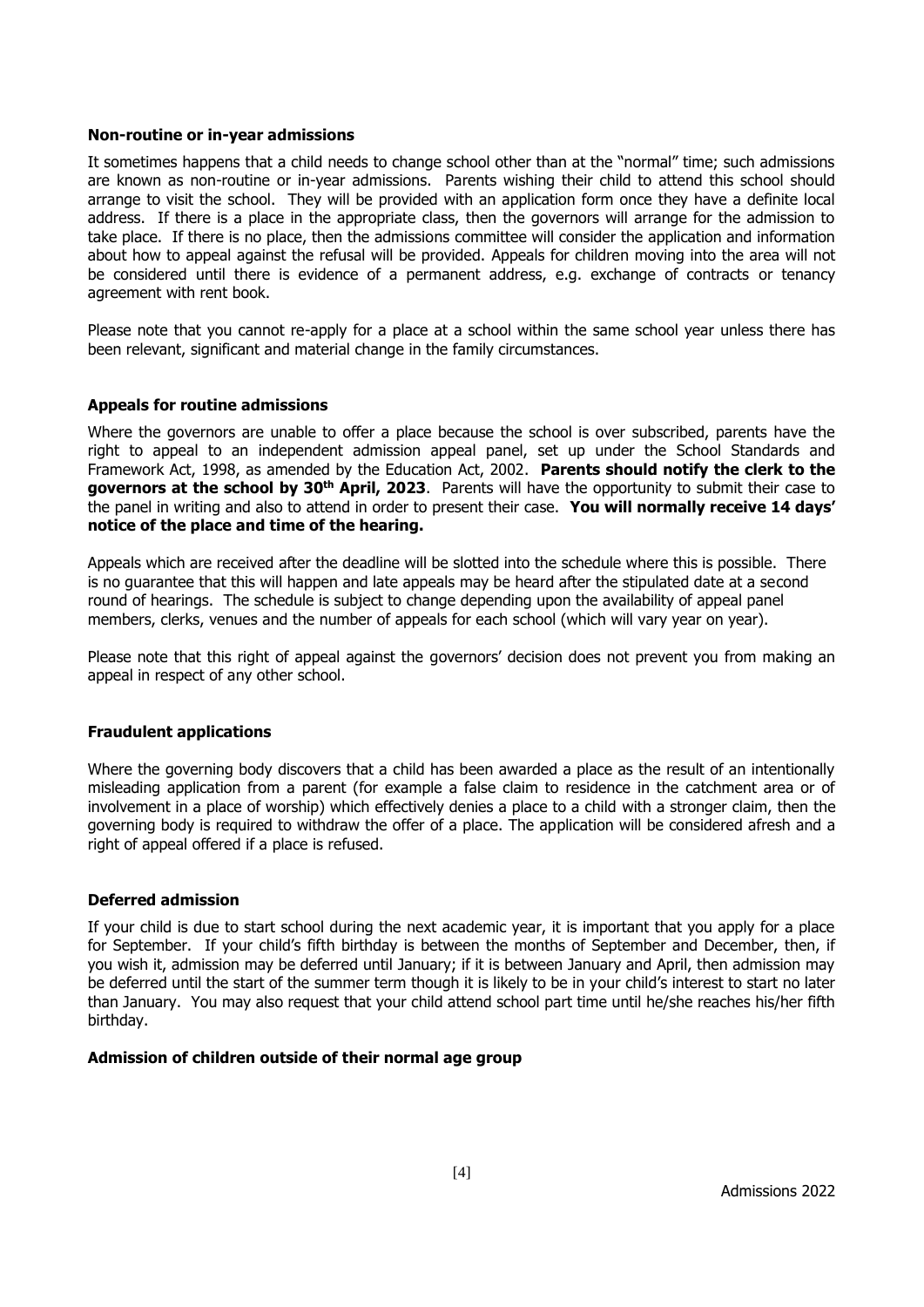**Non-routine or in-year admissions**

It sometimes happens that a child needs to change school other than at the "normal" time; such admissions are known as non-routine or in-year admissions. Parents wishing their child to attend this school should arrange to visit the school. They will be provided with an application form once they have a definite local address. If there is a place in the appropriate class, then the governors will arrange for the admission to take place. If there is no place, then the admissions committee will consider the application and information about how to appeal against the refusal will be provided. Appeals for children moving into the area will not be considered until there is evidence of a permanent address, e.g. exchange of contracts or tenancy agreement with rent book.

Please note that you cannot re-apply for a place at a school within the same school year unless there has been relevant, significant and material change in the family circumstances.

**Appeals for routine admissions**

Where the governors are unable to offer a place because the school is over subscribed, parents have the right to appeal to an independent admission appeal panel, set up under the School Standards and Framework Act, 1998, as amended by the Education Act, 2002. **Parents should notify the clerk to the governors at the school by 30th April, 2023**. Parents will have the opportunity to submit their case to the panel in writing and also to attend in order to present their case. **You will normally receive 14 days' notice of the place and time of the hearing.**

Appeals which are received after the deadline will be slotted into the schedule where this is possible. There is no guarantee that this will happen and late appeals may be heard after the stipulated date at a second round of hearings. The schedule is subject to change depending upon the availability of appeal panel members, clerks, venues and the number of appeals for each school (which will vary year on year).

Please note that this right of appeal against the governors' decision does not prevent you from making an appeal in respect of any other school.

**Fraudulent applications**

Where the governing body discovers that a child has been awarded a place as the result of an intentionally misleading application from a parent (for example a false claim to residence in the catchment area or of involvement in a place of worship) which effectively denies a place to a child with a stronger claim, then the governing body is required to withdraw the offer of a place. The application will be considered afresh and a right of appeal offered if a place is refused.

**Deferred admission**

If your child is due to start school during the next academic year, it is important that you apply for a place for September. If your child's fifth birthday is between the months of September and December, then, if you wish it, admission may be deferred until January; if it is between January and April, then admission may be deferred until the start of the summer term though it is likely to be in your child's interest to start no later than January. You may also request that your child attend school part time until he/she reaches his/her fifth birthday.

**Admission of children outside of their normal age group**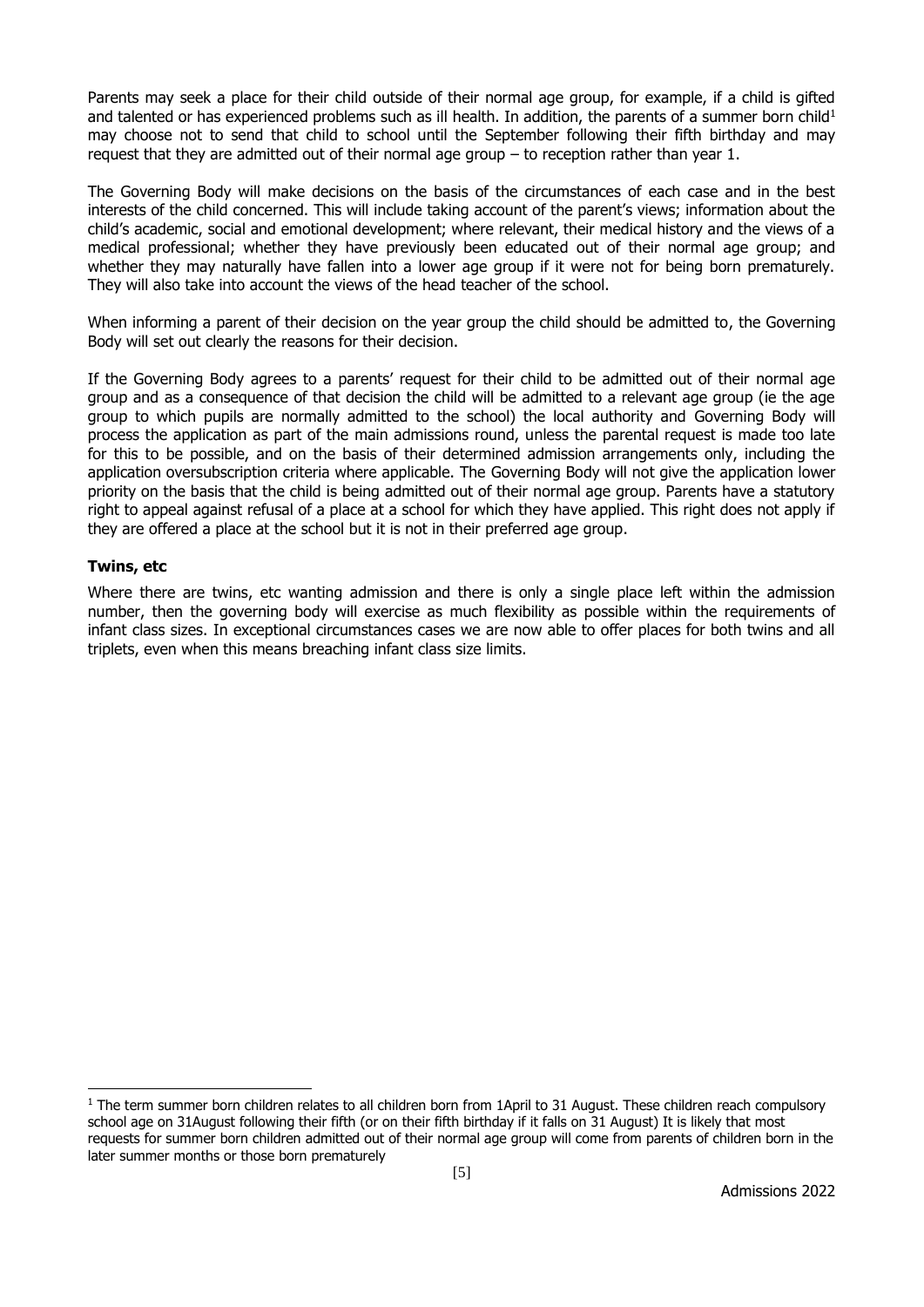Parents may seek a place for their child outside of their normal age group, for example, if a child is gifted and talented or has experienced problems such as ill health. In addition, the parents of a summer born child[1] may choose not to send that child to school until the September following their fifth birthday and may request that they are admitted out of their normal age group – to reception rather than year 1.

The Governing Body will make decisions on the basis of the circumstances of each case and in the best interests of the child concerned. This will include taking account of the parent's views; information about the child's academic, social and emotional development; where relevant, their medical history and the views of a medical professional; whether they have previously been educated out of their normal age group; and whether they may naturally have fallen into a lower age group if it were not for being born prematurely. They will also take into account the views of the head teacher of the school.

When informing a parent of their decision on the year group the child should be admitted to, the Governing Body will set out clearly the reasons for their decision.

If the Governing Body agrees to a parents' request for their child to be admitted out of their normal age group and as a consequence of that decision the child will be admitted to a relevant age group (ie the age group to which pupils are normally admitted to the school) the local authority and Governing Body will process the application as part of the main admissions round, unless the parental request is made too late for this to be possible, and on the basis of their determined admission arrangements only, including the application oversubscription criteria where applicable. The Governing Body will not give the application lower priority on the basis that the child is being admitted out of their normal age group. Parents have a statutory right to appeal against refusal of a place at a school for which they have applied. This right does not apply if they are offered a place at the school but it is not in their preferred age group.

**Twins, etc**

Where there are twins, etc wanting admission and there is only a single place left within the admission number, then the governing body will exercise as much flexibility as possible within the requirements of infant class sizes. In exceptional circumstances cases we are now able to offer places for both twins and all triplets, even when this means breaching infant class size limits.

[1] The term summer born children relates to all children born from 1April to 31 August. These children reach compulsory school age on 31August following their fifth (or on their fifth birthday if it falls on 31 August) It is likely that most requests for summer born children admitted out of their normal age group will come from parents of children born in the later summer months or those born prematurely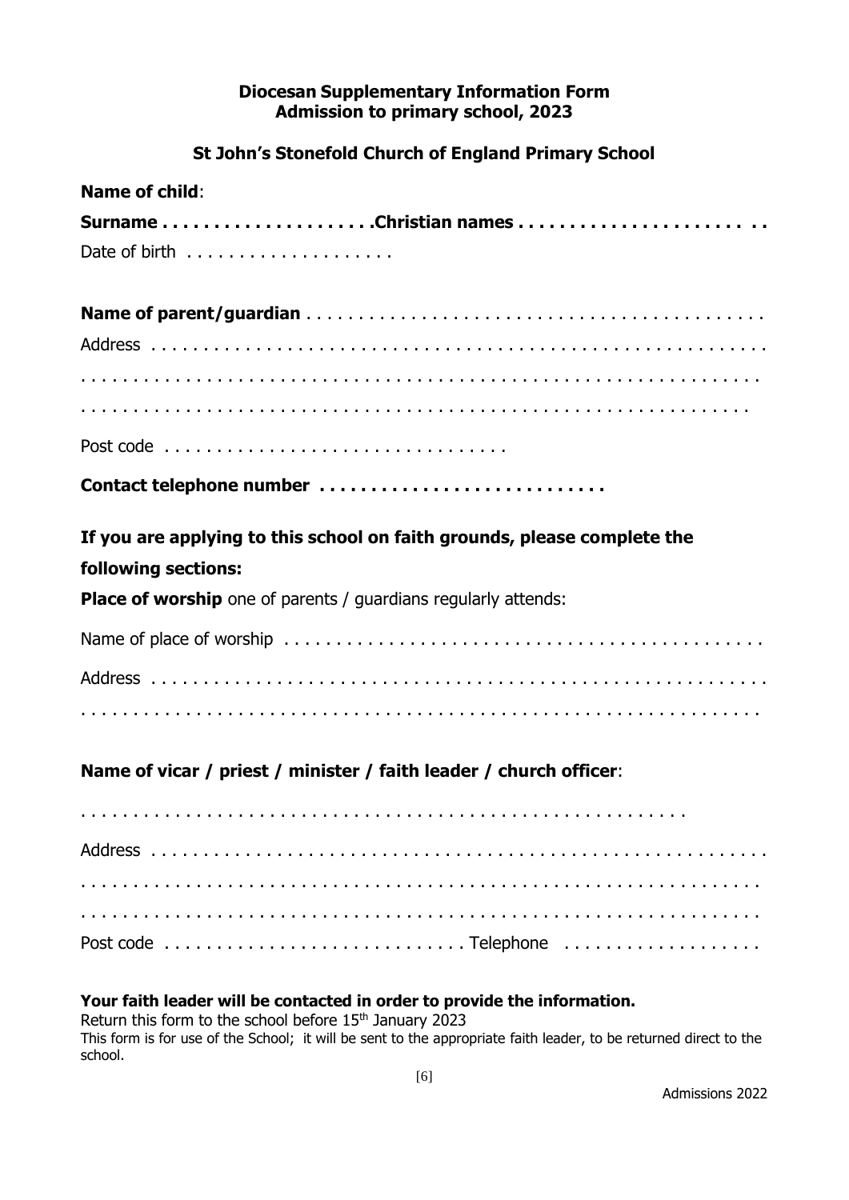**Diocesan Supplementary Information Form**
**Admission to primary school, 2023**

**St John's Stonefold Church of England Primary School**

**Name of child**:

**Surname . . . . . . . . . . . . . . . . . . . .Christian names . . . . . . . . . . . . . . . . . . . . . . . .**

Date of birth . . . . . . . . . . . . . . . . . . .

**Name of parent/guardian** . . . . . . . . . . . . . . . . . . . . . . . . . . . . . . . . . . . . . . . . . . . .

Address . . . . . . . . . . . . . . . . . . . . . . . . . . . . . . . . . . . . . . . . . . . . . . . . . . . . . . .

. . . . . . . . . . . . . . . . . . . . . . . . . . . . . . . . . . . . . . . . . . . . . . . . . . . . . . . . . . . .

. . . . . . . . . . . . . . . . . . . . . . . . . . . . . . . . . . . . . . . . . . . . . . . . . . . . . . . . . . .

Post code . . . . . . . . . . . . . . . . . . . . . . . . . . . . . . . .

**Contact telephone number . . . . . . . . . . . . . . . . . . . . . . . . . . .**

**If you are applying to this school on faith grounds, please complete the following sections:**

**Place of worship** one of parents / guardians regularly attends:

Name of place of worship . . . . . . . . . . . . . . . . . . . . . . . . . . . . . . . . . . . . . . . . . . . . .

Address . . . . . . . . . . . . . . . . . . . . . . . . . . . . . . . . . . . . . . . . . . . . . . . . . . . . . . .

. . . . . . . . . . . . . . . . . . . . . . . . . . . . . . . . . . . . . . . . . . . . . . . . . . . . . . . . . . . .

**Name of vicar / priest / minister / faith leader / church officer**:

. . . . . . . . . . . . . . . . . . . . . . . . . . . . . . . . . . . . . . . . . . . . . . . . . . . . . .

Address . . . . . . . . . . . . . . . . . . . . . . . . . . . . . . . . . . . . . . . . . . . . . . . . . . . . . . .

. . . . . . . . . . . . . . . . . . . . . . . . . . . . . . . . . . . . . . . . . . . . . . . . . . . . . . . . . . . .

. . . . . . . . . . . . . . . . . . . . . . . . . . . . . . . . . . . . . . . . . . . . . . . . . . . . . . . . . . . .

Post code . . . . . . . . . . . . . . . . . . . . . . . . . . . . Telephone . . . . . . . . . . . . . . . . . . .

**Your faith leader will be contacted in order to provide the information.**

Return this form to the school before 15th January 2023

This form is for use of the School; it will be sent to the appropriate faith leader, to be returned direct to the school.

Admissions 2022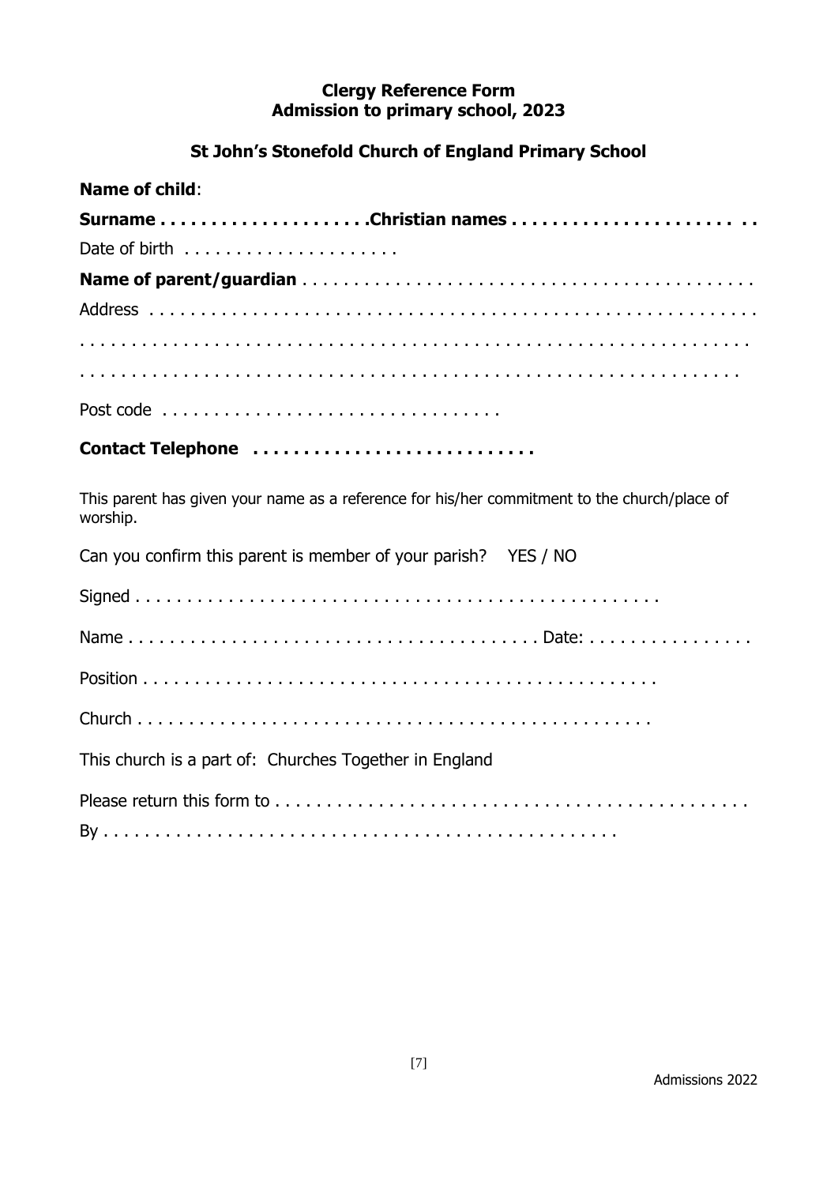**Clergy Reference Form**
**Admission to primary school, 2023**

**St John's Stonefold Church of England Primary School**

**Name of child**:

**Surname . . . . . . . . . . . . . . . . . . . .Christian names . . . . . . . . . . . . . . . . . . . . . . . . .**

Date of birth . . . . . . . . . . . . . . . . . . . .

**Name of parent/guardian** . . . . . . . . . . . . . . . . . . . . . . . . . . . . . . . . . . . . . . . . . . . .

Address . . . . . . . . . . . . . . . . . . . . . . . . . . . . . . . . . . . . . . . . . . . . . . . . . . . . . . . .

. . . . . . . . . . . . . . . . . . . . . . . . . . . . . . . . . . . . . . . . . . . . . . . . . . . . . . . . . . . .

. . . . . . . . . . . . . . . . . . . . . . . . . . . . . . . . . . . . . . . . . . . . . . . . . . . . . . . . . . .

Post code . . . . . . . . . . . . . . . . . . . . . . . . . . . . . . . .

**Contact Telephone . . . . . . . . . . . . . . . . . . . . . . . . . . .**

This parent has given your name as a reference for his/her commitment to the church/place of worship.

Can you confirm this parent is member of your parish? YES / NO

Signed . . . . . . . . . . . . . . . . . . . . . . . . . . . . . . . . . . . . . . . . . . . . . . . . . . .

Name . . . . . . . . . . . . . . . . . . . . . . . . . . . . . . . . . . . . . . . Date: . . . . . . . . . . . . . . . .

Position . . . . . . . . . . . . . . . . . . . . . . . . . . . . . . . . . . . . . . . . . . . . . . . . . .

Church . . . . . . . . . . . . . . . . . . . . . . . . . . . . . . . . . . . . . . . . . . . . . . . . .

This church is a part of: Churches Together in England

Please return this form to . . . . . . . . . . . . . . . . . . . . . . . . . . . . . . . . . . . . . . . . . . . . .

By . . . . . . . . . . . . . . . . . . . . . . . . . . . . . . . . . . . . . . . . . . . . . . . . . .